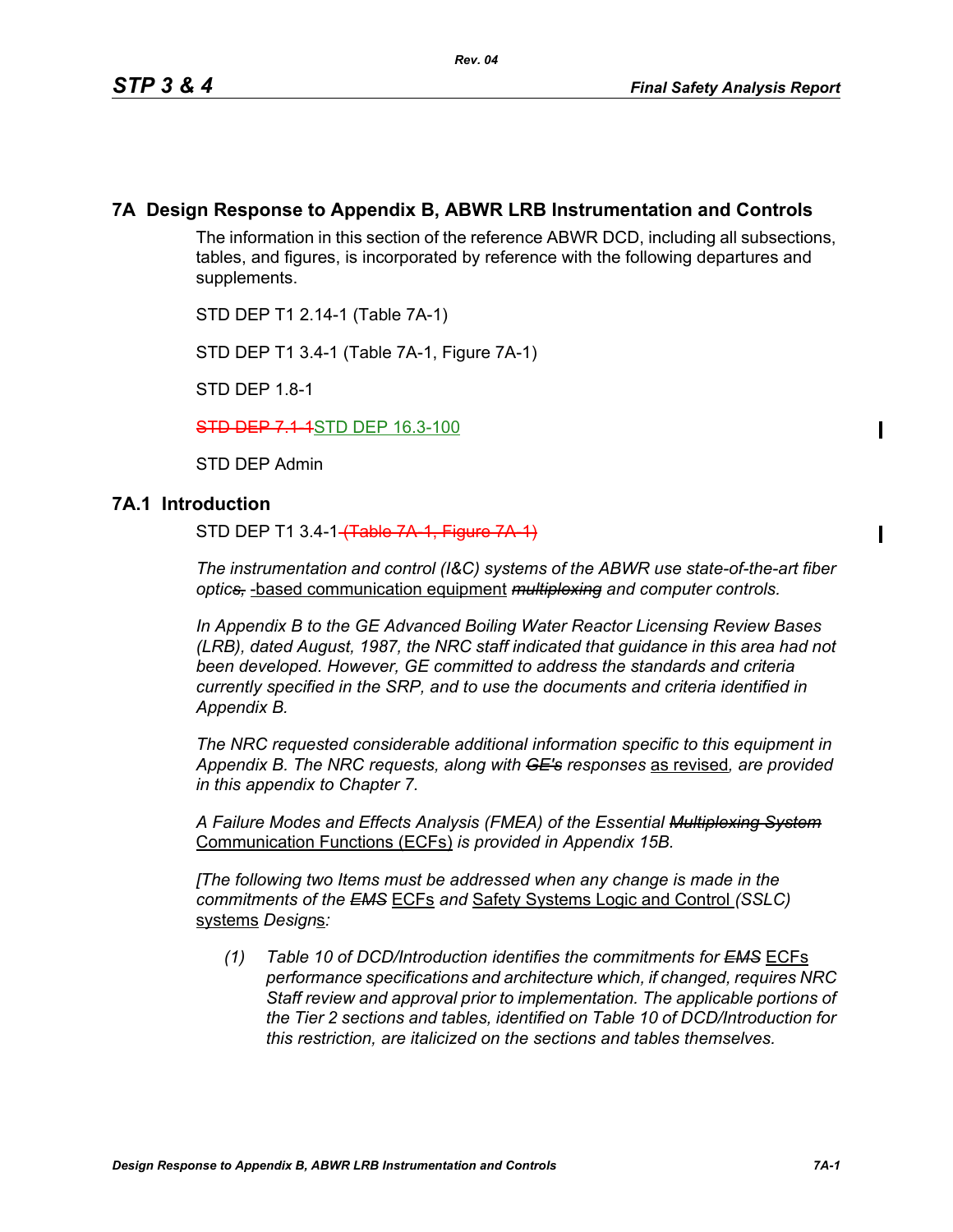# 7A Design Response to Appendix B, ABWR LRB Instrumentation and Controls

The information in this section of the reference ABWR DCD, including all subsections, tables, and figures, is incorporated by reference with the following departures and supplements.

STD DEP T1 2.14-1 (Table 7A-1)

STD DEP T1 3.4-1 (Table 7A-1, Figure 7A-1)

STD DEP 1.8-1

~~STD DEP 7.1-1~~STD DEP 16.3-100

STD DEP Admin

## 7A.1 Introduction

STD DEP T1 3.4-1 ~~(Table 7A-1, Figure 7A-1)~~

*The instrumentation and control (I&C) systems of the ABWR use state-of-the-art fiber optic~~s,~~* -based communication equipment ~~*multiplexing*~~ *and computer controls.*

*In Appendix B to the GE Advanced Boiling Water Reactor Licensing Review Bases (LRB), dated August, 1987, the NRC staff indicated that guidance in this area had not been developed. However, GE committed to address the standards and criteria currently specified in the SRP, and to use the documents and criteria identified in Appendix B.*

*The NRC requested considerable additional information specific to this equipment in Appendix B. The NRC requests, along with* ~~*GE's*~~ *responses* as revised*, are provided in this appendix to Chapter 7.*

*A Failure Modes and Effects Analysis (FMEA) of the Essential* ~~*Multiplexing System*~~ Communication Functions (ECFs) *is provided in Appendix 15B.*

*[The following two Items must be addressed when any change is made in the commitments of the* ~~*EMS*~~ ECFs *and* Safety Systems Logic and Control *(SSLC)* systems *Design*s*:*

*(1) Table 10 of DCD/Introduction identifies the commitments for* ~~*EMS*~~ ECFs *performance specifications and architecture which, if changed, requires NRC Staff review and approval prior to implementation. The applicable portions of the Tier 2 sections and tables, identified on Table 10 of DCD/Introduction for this restriction, are italicized on the sections and tables themselves.*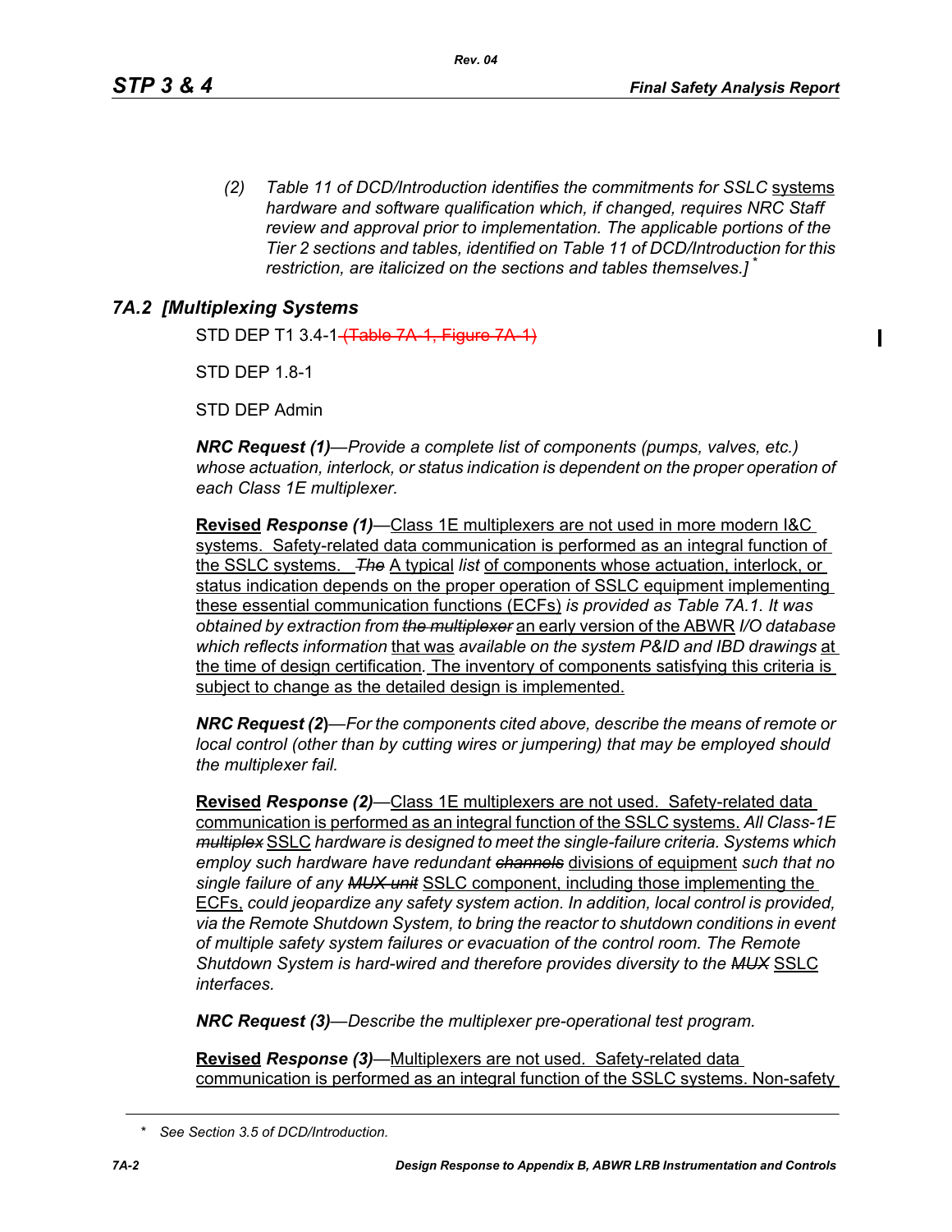(2) *Table 11 of DCD/Introduction identifies the commitments for SSLC* systems *hardware and software qualification which, if changed, requires NRC Staff review and approval prior to implementation. The applicable portions of the Tier 2 sections and tables, identified on Table 11 of DCD/Introduction for this restriction, are italicized on the sections and tables themselves.]* *

## 7A.2 [Multiplexing Systems

STD DEP T1 3.4-1 ~~(Table 7A-1, Figure 7A-1)~~

STD DEP 1.8-1

STD DEP Admin

***NRC Request (1)****—Provide a complete list of components (pumps, valves, etc.) whose actuation, interlock, or status indication is dependent on the proper operation of each Class 1E multiplexer.*

**Revised** ***Response (1)****—*Class 1E multiplexers are not used in more modern I&C systems. Safety-related data communication is performed as an integral function of the SSLC systems. ~~*The*~~ A typical *list* of components whose actuation, interlock, or status indication depends on the proper operation of SSLC equipment implementing these essential communication functions (ECFs) *is provided as Table 7A.1. It was obtained by extraction from* ~~*the multiplexer*~~ an early version of the ABWR *I/O database which reflects information* that was *available on the system P&ID and IBD drawings* at the time of design certification*.* The inventory of components satisfying this criteria is subject to change as the detailed design is implemented.

***NRC Request (2)****—For the components cited above, describe the means of remote or local control (other than by cutting wires or jumpering) that may be employed should the multiplexer fail.*

**Revised** ***Response (2)****—*Class 1E multiplexers are not used. Safety-related data communication is performed as an integral function of the SSLC systems. *All Class-1E* ~~*multiplex*~~ SSLC *hardware is designed to meet the single-failure criteria. Systems which employ such hardware have redundant* ~~*channels*~~ divisions of equipment *such that no single failure of any* ~~*MUX unit*~~ SSLC component, including those implementing the ECFs, *could jeopardize any safety system action. In addition, local control is provided, via the Remote Shutdown System, to bring the reactor to shutdown conditions in event of multiple safety system failures or evacuation of the control room. The Remote Shutdown System is hard-wired and therefore provides diversity to the* ~~*MUX*~~ SSLC *interfaces.*

***NRC Request (3)****—Describe the multiplexer pre-operational test program.*

**Revised** ***Response (3)****—*Multiplexers are not used. Safety-related data communication is performed as an integral function of the SSLC systems. Non-safety

\* *See Section 3.5 of DCD/Introduction.*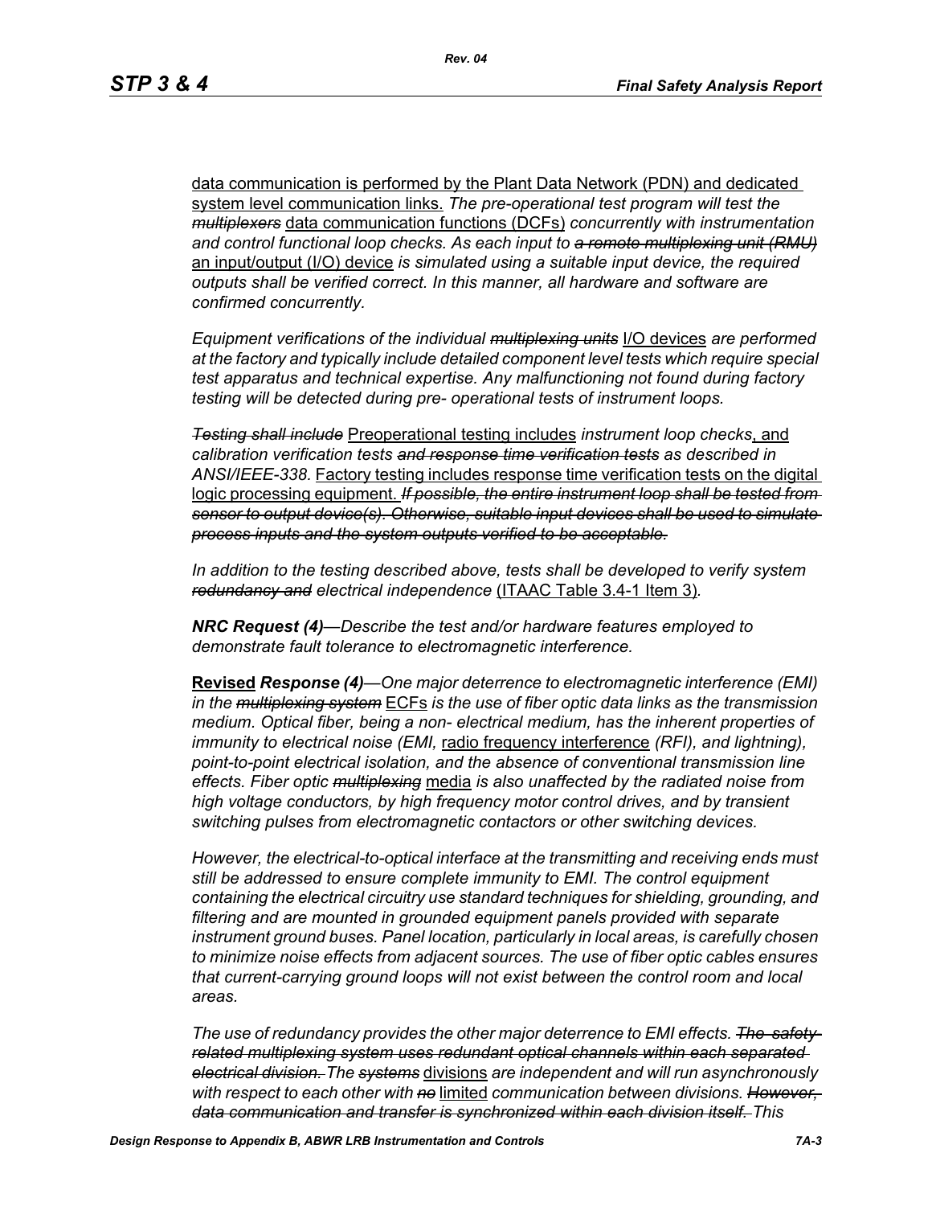<u>data communication is performed by the Plant Data Network (PDN) and dedicated system level communication links.</u> *The pre-operational test program will test the* ~~*multiplexers*~~ <u>data communication functions (DCFs)</u> *concurrently with instrumentation and control functional loop checks. As each input to* ~~*a remote multiplexing unit (RMU)*~~ <u>an input/output (I/O) device</u> *is simulated using a suitable input device, the required outputs shall be verified correct. In this manner, all hardware and software are confirmed concurrently.*

*Equipment verifications of the individual* ~~*multiplexing units*~~ <u>I/O devices</u> *are performed at the factory and typically include detailed component level tests which require special test apparatus and technical expertise. Any malfunctioning not found during factory testing will be detected during pre- operational tests of instrument loops.*

~~*Testing shall include*~~ <u>Preoperational testing includes</u> *instrument loop checks*<u>, and</u> *calibration verification tests* ~~*and response time verification tests*~~ *as described in ANSI/IEEE-338.* <u>Factory testing includes response time verification tests on the digital logic processing equipment.</u> ~~*If possible, the entire instrument loop shall be tested from sensor to output device(s). Otherwise, suitable input devices shall be used to simulate process inputs and the system outputs verified to be acceptable.*~~

*In addition to the testing described above, tests shall be developed to verify system* ~~*redundancy and*~~ *electrical independence* <u>(ITAAC Table 3.4-1 Item 3)</u>*.*

***NRC Request (4)****—Describe the test and/or hardware features employed to demonstrate fault tolerance to electromagnetic interference.*

<u>**Revised**</u> ***Response (4)****—One major deterrence to electromagnetic interference (EMI) in the* ~~*multiplexing system*~~ <u>ECFs</u> *is the use of fiber optic data links as the transmission medium. Optical fiber, being a non- electrical medium, has the inherent properties of immunity to electrical noise (EMI,* <u>radio frequency interference</u> *(RFI), and lightning), point-to-point electrical isolation, and the absence of conventional transmission line effects. Fiber optic* ~~*multiplexing*~~ <u>media</u> *is also unaffected by the radiated noise from high voltage conductors, by high frequency motor control drives, and by transient switching pulses from electromagnetic contactors or other switching devices.*

*However, the electrical-to-optical interface at the transmitting and receiving ends must still be addressed to ensure complete immunity to EMI. The control equipment containing the electrical circuitry use standard techniques for shielding, grounding, and filtering and are mounted in grounded equipment panels provided with separate instrument ground buses. Panel location, particularly in local areas, is carefully chosen to minimize noise effects from adjacent sources. The use of fiber optic cables ensures that current-carrying ground loops will not exist between the control room and local areas.*

*The use of redundancy provides the other major deterrence to EMI effects.* ~~*The safety-related multiplexing system uses redundant optical channels within each separated electrical division.*~~ *The* ~~*systems*~~ <u>divisions</u> *are independent and will run asynchronously with respect to each other with* ~~*no*~~ <u>limited</u> *communication between divisions.* ~~*However, data communication and transfer is synchronized within each division itself.*~~ *This*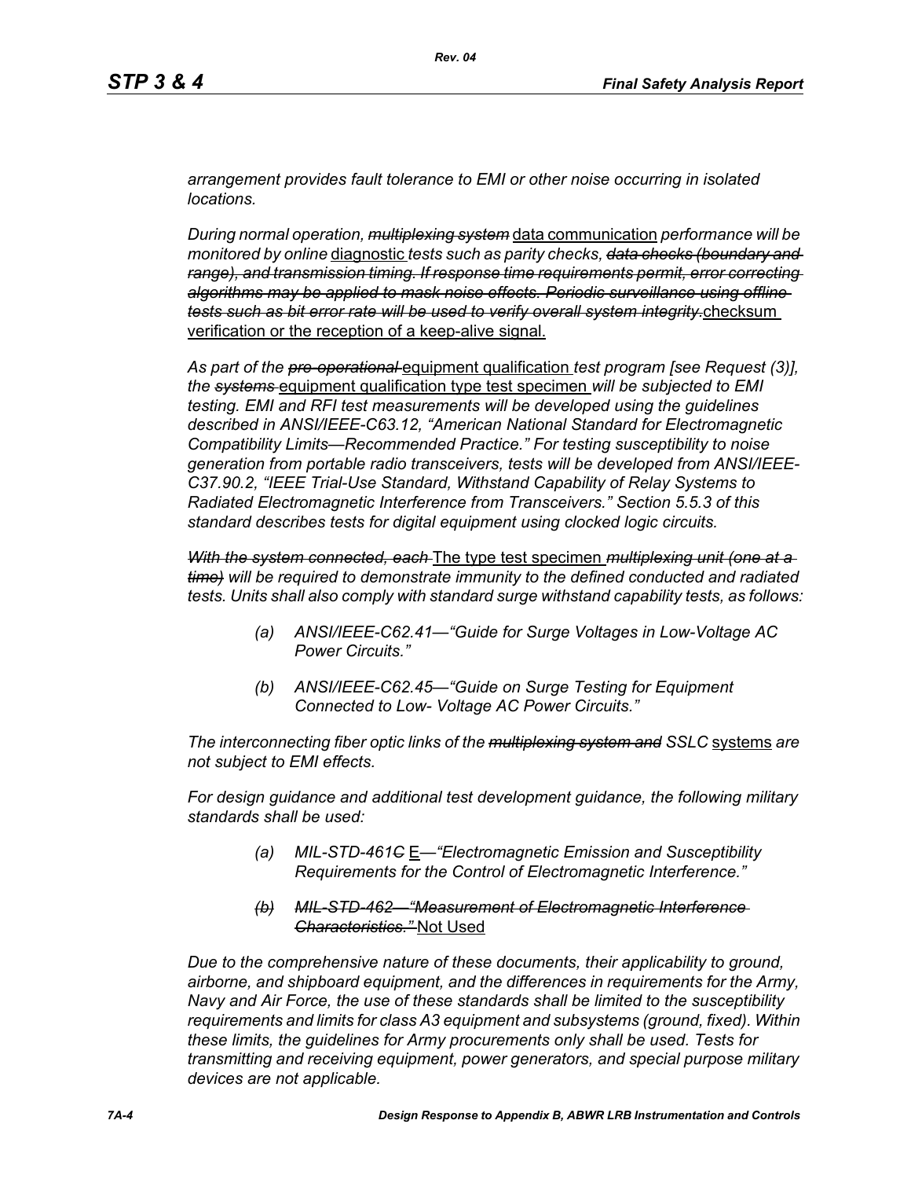*arrangement provides fault tolerance to EMI or other noise occurring in isolated locations.*

*During normal operation, ~~multiplexing system~~* <u>data communication</u> *performance will be monitored by online* <u>diagnostic</u> *tests such as parity checks, ~~data checks (boundary and range), and transmission timing. If response time requirements permit, error correcting algorithms may be applied to mask noise effects. Periodic surveillance using offline tests such as bit error rate will be used to verify overall system integrity.~~*<u>checksum verification or the reception of a keep-alive signal.</u>

*As part of the ~~pre-operational~~* <u>equipment qualification</u> *test program [see Request (3)], the ~~systems~~* <u>equipment qualification type test specimen</u> *will be subjected to EMI testing. EMI and RFI test measurements will be developed using the guidelines described in ANSI/IEEE-C63.12, "American National Standard for Electromagnetic Compatibility Limits—Recommended Practice." For testing susceptibility to noise generation from portable radio transceivers, tests will be developed from ANSI/IEEE-C37.90.2, "IEEE Trial-Use Standard, Withstand Capability of Relay Systems to Radiated Electromagnetic Interference from Transceivers." Section 5.5.3 of this standard describes tests for digital equipment using clocked logic circuits.*

*~~With the system connected, each~~* <u>The type test specimen</u> *~~multiplexing unit (one at a time)~~ will be required to demonstrate immunity to the defined conducted and radiated tests. Units shall also comply with standard surge withstand capability tests, as follows:*

> *(a) ANSI/IEEE-C62.41—"Guide for Surge Voltages in Low-Voltage AC Power Circuits."*
>
> *(b) ANSI/IEEE-C62.45—"Guide on Surge Testing for Equipment Connected to Low- Voltage AC Power Circuits."*

*The interconnecting fiber optic links of the ~~multiplexing system and~~ SSLC* <u>systems</u> *are not subject to EMI effects.*

*For design guidance and additional test development guidance, the following military standards shall be used:*

> *(a) MIL-STD-461~~C~~* <u>E</u>*—"Electromagnetic Emission and Susceptibility Requirements for the Control of Electromagnetic Interference."*
>
> *~~(b) MIL-STD-462—"Measurement of Electromagnetic Interference Characteristics."~~* <u>Not Used</u>

*Due to the comprehensive nature of these documents, their applicability to ground, airborne, and shipboard equipment, and the differences in requirements for the Army, Navy and Air Force, the use of these standards shall be limited to the susceptibility requirements and limits for class A3 equipment and subsystems (ground, fixed). Within these limits, the guidelines for Army procurements only shall be used. Tests for transmitting and receiving equipment, power generators, and special purpose military devices are not applicable.*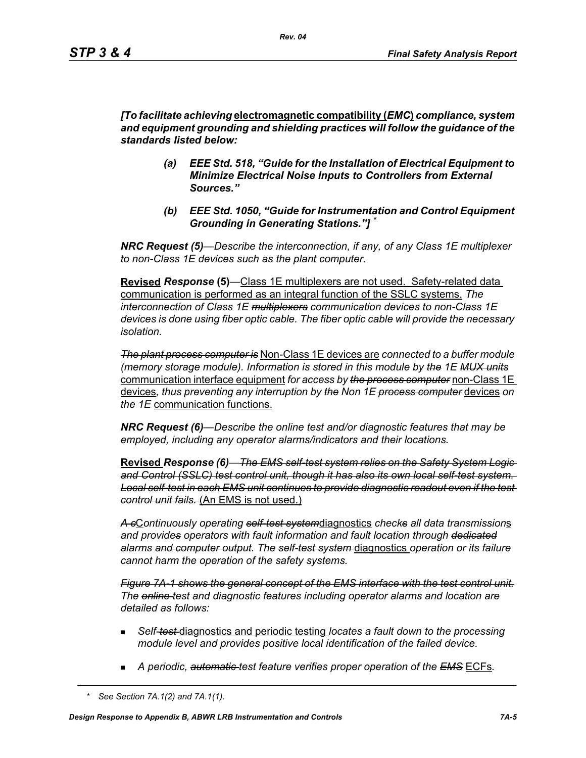***[To facilitate achieving*** **electromagnetic compatibility (*EMC*)** ***compliance, system and equipment grounding and shielding practices will follow the guidance of the standards listed below:***

> ***(a) EEE Std. 518, "Guide for the Installation of Electrical Equipment to Minimize Electrical Noise Inputs to Controllers from External Sources."***
>
> ***(b) EEE Std. 1050, "Guide for Instrumentation and Control Equipment Grounding in Generating Stations."]*** *

***NRC Request (5)****—Describe the interconnection, if any, of any Class 1E multiplexer to non-Class 1E devices such as the plant computer.*

**Revised** ***Response*** **(5)**—Class 1E multiplexers are not used. Safety-related data communication is performed as an integral function of the SSLC systems. *The interconnection of Class 1E ~~multiplexors~~ communication devices to non-Class 1E devices is done using fiber optic cable. The fiber optic cable will provide the necessary isolation.*

*~~The plant process computer is~~* Non-Class 1E devices are *connected to a buffer module (memory storage module). Information is stored in this module by ~~the~~ 1E ~~MUX units~~* communication interface equipment *for access by ~~the process computer~~* non-Class 1E devices*, thus preventing any interruption by ~~the~~ Non 1E ~~process computer~~* devices *on the 1E* communication functions.

***NRC Request (6)****—Describe the online test and/or diagnostic features that may be employed, including any operator alarms/indicators and their locations.*

**Revised** ***Response (6)****~~—The EMS self-test system relies on the Safety System Logic and Control (SSLC) test control unit, though it has also its own local self-test system. Local self-test in each EMS unit continues to provide diagnostic readout even if the test control unit fails.~~* (An EMS is not used.)

*~~A c~~*C*ontinuously operating ~~self-test system~~*diagnostics *check~~s~~ all data transmission*s *and provide~~s~~ operators with fault information and fault location through ~~dedicated~~ alarms ~~and computer output~~. The ~~self-test system~~* diagnostics *operation or its failure cannot harm the operation of the safety systems.*

*~~Figure 7A-1 shows the general concept of the EMS interface with the test control unit.~~ The ~~online~~ test and diagnostic features including operator alarms and location are detailed as follows:*

- *Self-~~test~~* diagnostics and periodic testing *locates a fault down to the processing module level and provides positive local identification of the failed device.*
- *A periodic, ~~automatic~~ test feature verifies proper operation of the ~~EMS~~* ECFs*.*

\* *See Section 7A.1(2) and 7A.1(1).*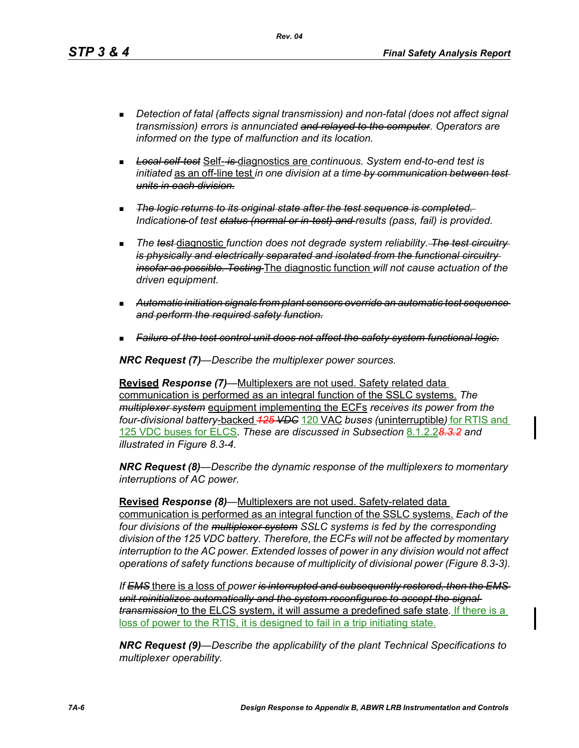- *Detection of fatal (affects signal transmission) and non-fatal (does not affect signal transmission) errors is annunciated* ~~and relayed to the computer~~. *Operators are informed on the type of malfunction and its location.*

- ~~Local self-test~~ Self-~~is~~ diagnostics are *continuous. System end-to-end test is initiated* as an off-line test *in one division at a time* ~~by communication between test units in each division.~~

- ~~The logic returns to its original state after the test sequence is completed.~~ *Indication*~~s~~ *of test* ~~status (normal or in-test) and~~ *results (pass, fail) is provided.*

- *The* ~~test~~ diagnostic *function does not degrade system reliability.* ~~The test circuitry is physically and electrically separated and isolated from the functional circuitry insofar as possible. Testing~~ The diagnostic function *will not cause actuation of the driven equipment.*

- ~~Automatic initiation signals from plant sensors override an automatic test sequence and perform the required safety function.~~

- ~~Failure of the test control unit does not affect the safety system functional logic.~~

***NRC Request (7)****—Describe the multiplexer power sources.*

**Revised** ***Response (7)***—Multiplexers are not used. Safety related data communication is performed as an integral function of the SSLC systems. *The* ~~multiplexer system~~ equipment implementing the ECFs *receives its power from the four-divisional battery*-backed ~~125 VDC~~ 120 VAC *buses (*uninterruptible*)* for RTIS and 125 VDC buses for ELCS*. These are discussed in Subsection* 8.1.2.2~~8.3.2~~ *and illustrated in Figure 8.3-4.*

***NRC Request (8)****—Describe the dynamic response of the multiplexers to momentary interruptions of AC power.*

**Revised** ***Response (8)***—Multiplexers are not used. Safety-related data communication is performed as an integral function of the SSLC systems. *Each of the four divisions of the* ~~multiplexer system~~ *SSLC systems is fed by the corresponding division of the 125 VDC battery. Therefore, the ECFs will not be affected by momentary interruption to the AC power. Extended losses of power in any division would not affect operations of safety functions because of multiplicity of divisional power (Figure 8.3-3).*

*If* ~~EMS~~ there is a loss of *power* ~~is interrupted and subsequently restored, then the EMS unit reinitializes automatically and the system reconfigures to accept the signal transmission~~ to the ELCS system, it will assume a predefined safe state*.* If there is a loss of power to the RTIS, it is designed to fail in a trip initiating state.

***NRC Request (9)****—Describe the applicability of the plant Technical Specifications to multiplexer operability.*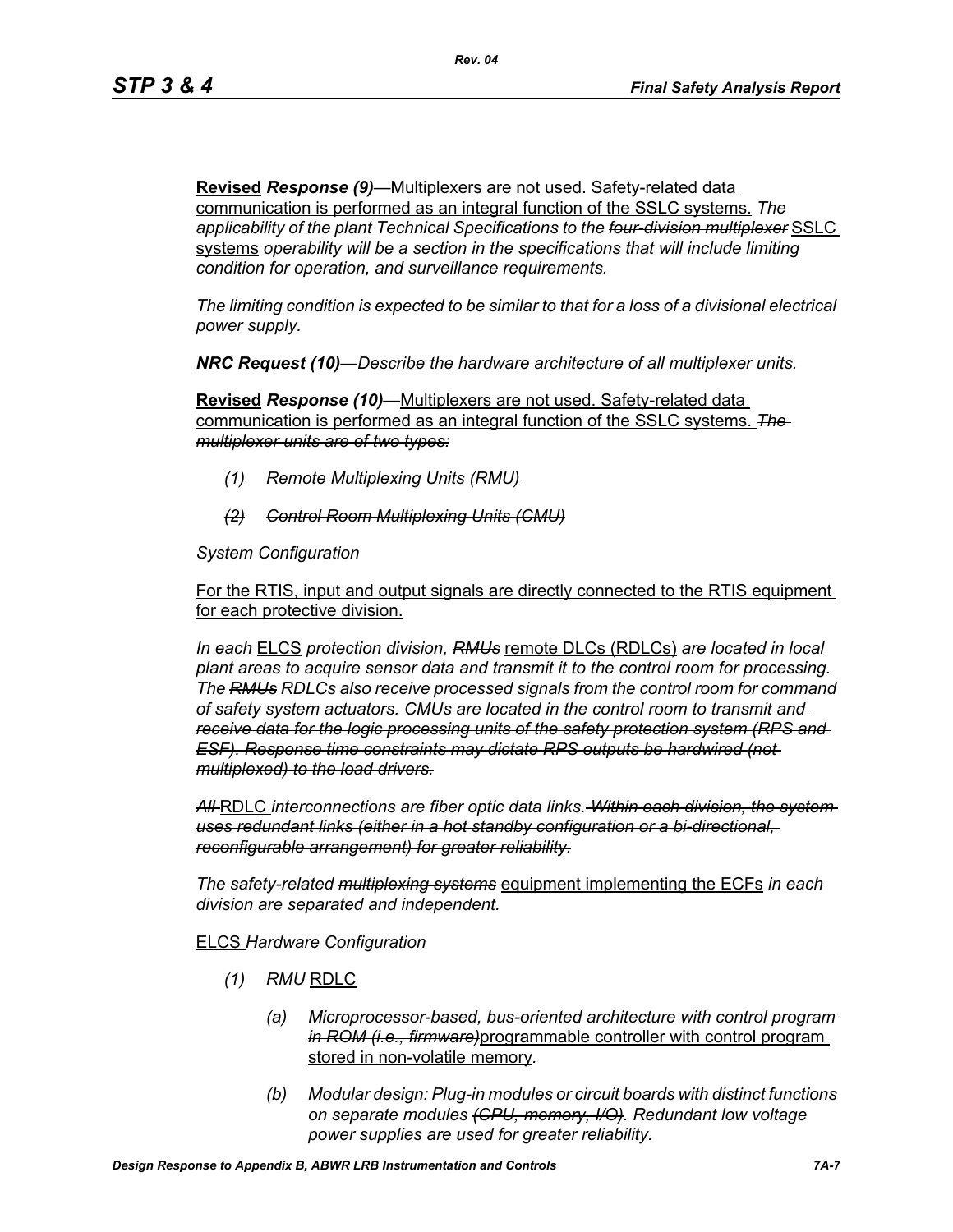**Revised** ***Response (9)***—Multiplexers are not used. Safety-related data communication is performed as an integral function of the SSLC systems. *The applicability of the plant Technical Specifications to the ~~four-division multiplexer~~* SSLC systems *operability will be a section in the specifications that will include limiting condition for operation, and surveillance requirements.*

*The limiting condition is expected to be similar to that for a loss of a divisional electrical power supply.*

***NRC Request (10)****—Describe the hardware architecture of all multiplexer units.*

**Revised** ***Response (10)***—Multiplexers are not used. Safety-related data communication is performed as an integral function of the SSLC systems. *~~The multiplexer units are of two types:~~*

- *~~(1) Remote Multiplexing Units (RMU)~~*
- *~~(2) Control Room Multiplexing Units (CMU)~~*

*System Configuration*

For the RTIS, input and output signals are directly connected to the RTIS equipment for each protective division.

*In each* ELCS *protection division, ~~RMUs~~* remote DLCs (RDLCs) *are located in local plant areas to acquire sensor data and transmit it to the control room for processing. The ~~RMUs~~ RDLCs also receive processed signals from the control room for command of safety system actuators. ~~CMUs are located in the control room to transmit and receive data for the logic processing units of the safety protection system (RPS and ESF). Response time constraints may dictate RPS outputs be hardwired (not multiplexed) to the load drivers.~~*

*~~All~~* RDLC *interconnections are fiber optic data links. ~~Within each division, the system uses redundant links (either in a hot standby configuration or a bi-directional, reconfigurable arrangement) for greater reliability.~~*

*The safety-related ~~multiplexing systems~~* equipment implementing the ECFs *in each division are separated and independent.*

ELCS *Hardware Configuration*

- *(1) ~~RMU~~* RDLC
  - *(a) Microprocessor-based, ~~bus-oriented architecture with control program in ROM (i.e., firmware)~~*programmable controller with control program stored in non-volatile memory.
  - *(b) Modular design: Plug-in modules or circuit boards with distinct functions on separate modules ~~(CPU, memory, I/O)~~. Redundant low voltage power supplies are used for greater reliability.*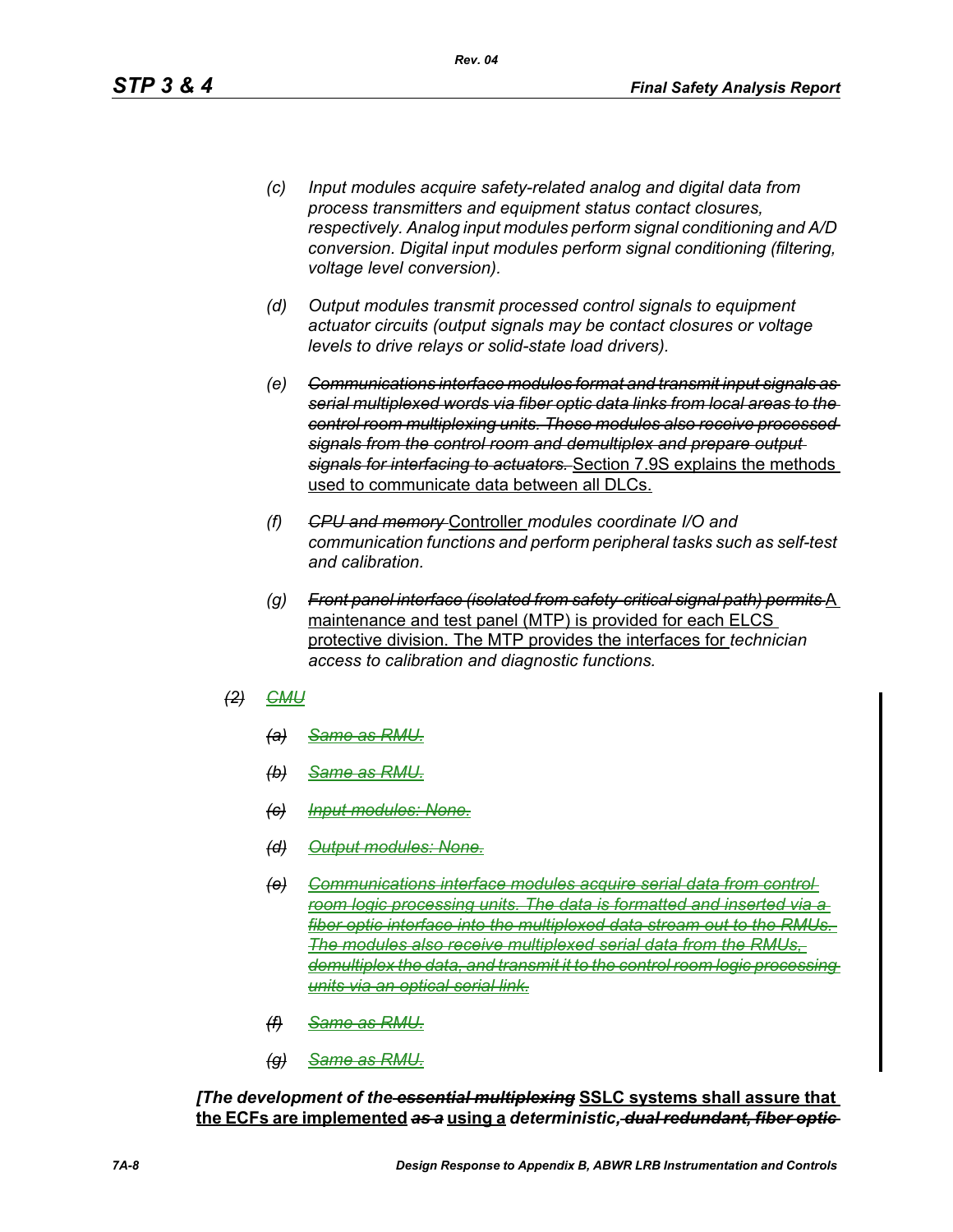(c) *Input modules acquire safety-related analog and digital data from process transmitters and equipment status contact closures, respectively. Analog input modules perform signal conditioning and A/D conversion. Digital input modules perform signal conditioning (filtering, voltage level conversion).*

(d) *Output modules transmit processed control signals to equipment actuator circuits (output signals may be contact closures or voltage levels to drive relays or solid-state load drivers).*

(e) ~~*Communications interface modules format and transmit input signals as serial multiplexed words via fiber optic data links from local areas to the control room multiplexing units. These modules also receive processed signals from the control room and demultiplex and prepare output signals for interfacing to actuators.*~~ Section 7.9S explains the methods used to communicate data between all DLCs.

(f) ~~*CPU and memory*~~ Controller *modules coordinate I/O and communication functions and perform peripheral tasks such as self-test and calibration.*

(g) ~~*Front panel interface (isolated from safety-critical signal path) permits*~~ A maintenance and test panel (MTP) is provided for each ELCS protective division. The MTP provides the interfaces for *technician access to calibration and diagnostic functions.*

~~(2) CMU~~

~~(a) Same as RMU.~~

~~(b) Same as RMU.~~

~~(c) Input modules: None.~~

~~(d) Output modules: None.~~

~~(e) Communications interface modules acquire serial data from control room logic processing units. The data is formatted and inserted via a fiber optic interface into the multiplexed data stream out to the RMUs. The modules also receive multiplexed serial data from the RMUs, demultiplex the data, and transmit it to the control room logic processing units via an optical serial link.~~

~~(f) Same as RMU.~~

~~(g) Same as RMU.~~

***[The development of the~~essential multiplexing~~*** **SSLC systems shall assure that the ECFs are implemented** ***~~as a~~*** **using a** ***deterministic, ~~dual redundant, fiber optic~~***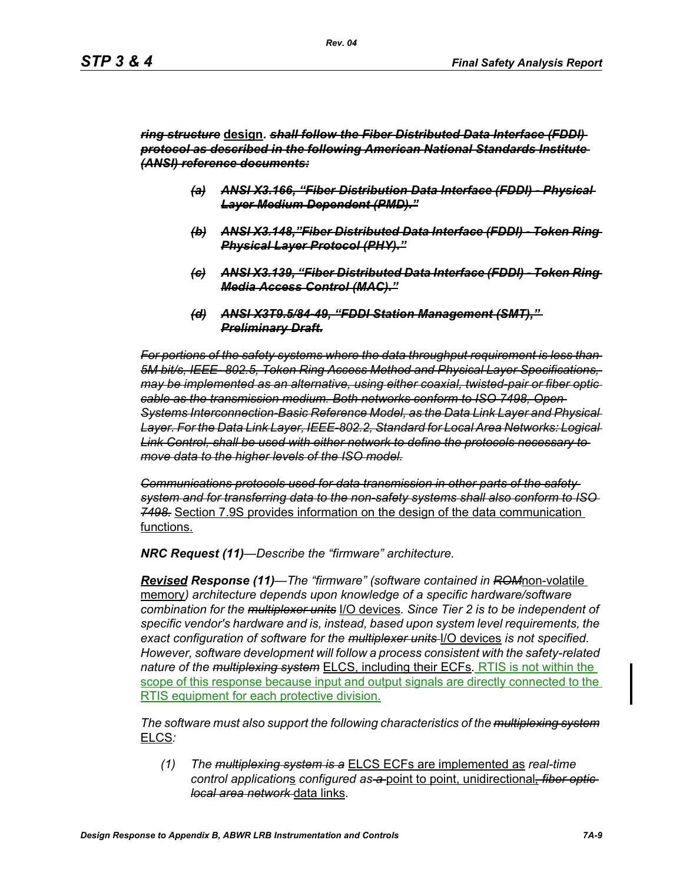***~~ring structure~~*** **design**. ***~~shall follow the Fiber Distributed Data Interface (FDDI) protocol as described in the following American National Standards Institute (ANSI) reference documents:~~***

> ***~~(a) ANSI X3.166, "Fiber Distribution Data Interface (FDDI) - Physical Layer Medium Dependent (PMD)."~~***
>
> ***~~(b) ANSI X3.148,"Fiber Distributed Data Interface (FDDI) - Token Ring Physical Layer Protocol (PHY)."~~***
>
> ***~~(c) ANSI X3.139, "Fiber Distributed Data Interface (FDDI) - Token Ring Media Access Control (MAC)."~~***
>
> ***~~(d) ANSI X3T9.5/84-49, "FDDI Station Management (SMT)," Preliminary Draft.~~***

*~~For portions of the safety systems where the data throughput requirement is less than 5M bit/s, IEEE- 802.5, Token Ring Access Method and Physical Layer Specifications, may be implemented as an alternative, using either coaxial, twisted-pair or fiber optic cable as the transmission medium. Both networks conform to ISO 7498, Open Systems Interconnection-Basic Reference Model, as the Data Link Layer and Physical Layer. For the Data Link Layer, IEEE-802.2, Standard for Local Area Networks: Logical Link Control, shall be used with either network to define the protocols necessary to move data to the higher levels of the ISO model.~~*

*~~Communications protocols used for data transmission in other parts of the safety system and for transferring data to the non-safety systems shall also conform to ISO 7498.~~* Section 7.9S provides information on the design of the data communication functions.

***NRC Request (11)****—Describe the "firmware" architecture.*

***Revised Response (11)****—The "firmware" (software contained in ~~ROM~~*non-volatile memory*) architecture depends upon knowledge of a specific hardware/software combination for the ~~multiplexer units~~* I/O devices*. Since Tier 2 is to be independent of specific vendor's hardware and is, instead, based upon system level requirements, the exact configuration of software for the ~~multiplexer units~~* I/O devices *is not specified. However, software development will follow a process consistent with the safety-related nature of the ~~multiplexing system~~* ELCS, including their ECFs. RTIS is not within the scope of this response because input and output signals are directly connected to the RTIS equipment for each protective division.

*The software must also support the following characteristics of the ~~multiplexing system~~* ELCS*:*

(1) *The ~~multiplexing system is a~~* ELCS ECFs are implemented as *real-time control application*s *configured as ~~a~~* point to point, unidirectional*~~, fiber optic local area network~~* data links*.*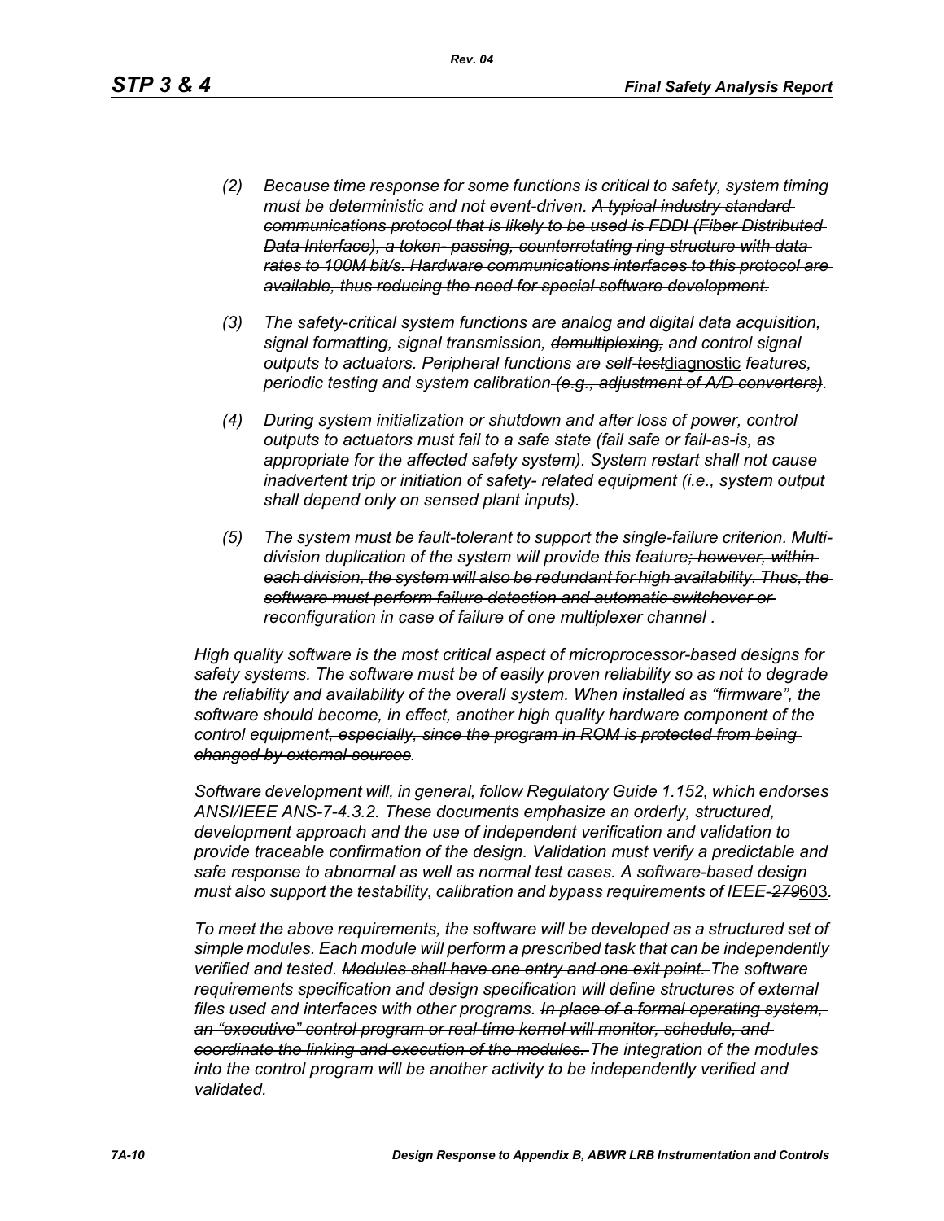*(2) Because time response for some functions is critical to safety, system timing must be deterministic and not event-driven. ~~A typical industry standard communications protocol that is likely to be used is FDDI (Fiber Distributed Data Interface), a token- passing, counterrotating ring structure with data rates to 100M bit/s. Hardware communications interfaces to this protocol are available, thus reducing the need for special software development.~~*

*(3) The safety-critical system functions are analog and digital data acquisition, signal formatting, signal transmission, ~~demultiplexing,~~ and control signal outputs to actuators. Peripheral functions are self-~~test~~*<u>diagnostic</u> *features, periodic testing and system calibration ~~(e.g., adjustment of A/D converters)~~.*

*(4) During system initialization or shutdown and after loss of power, control outputs to actuators must fail to a safe state (fail safe or fail-as-is, as appropriate for the affected safety system). System restart shall not cause inadvertent trip or initiation of safety- related equipment (i.e., system output shall depend only on sensed plant inputs).*

*(5) The system must be fault-tolerant to support the single-failure criterion. Multi-division duplication of the system will provide this feature~~; however, within each division, the system will also be redundant for high availability. Thus, the software must perform failure detection and automatic switchover or reconfiguration in case of failure of one multiplexer channel~~ .*

*High quality software is the most critical aspect of microprocessor-based designs for safety systems. The software must be of easily proven reliability so as not to degrade the reliability and availability of the overall system. When installed as "firmware", the software should become, in effect, another high quality hardware component of the control equipment~~, especially, since the program in ROM is protected from being changed by external sources~~.*

*Software development will, in general, follow Regulatory Guide 1.152, which endorses ANSI/IEEE ANS-7-4.3.2. These documents emphasize an orderly, structured, development approach and the use of independent verification and validation to provide traceable confirmation of the design. Validation must verify a predictable and safe response to abnormal as well as normal test cases. A software-based design must also support the testability, calibration and bypass requirements of IEEE-~~279~~*<u>603</u>*.*

*To meet the above requirements, the software will be developed as a structured set of simple modules. Each module will perform a prescribed task that can be independently verified and tested. ~~Modules shall have one entry and one exit point.~~ The software requirements specification and design specification will define structures of external files used and interfaces with other programs. ~~In place of a formal operating system, an "executive" control program or real-time kernel will monitor, schedule, and coordinate the linking and execution of the modules.~~ The integration of the modules into the control program will be another activity to be independently verified and validated.*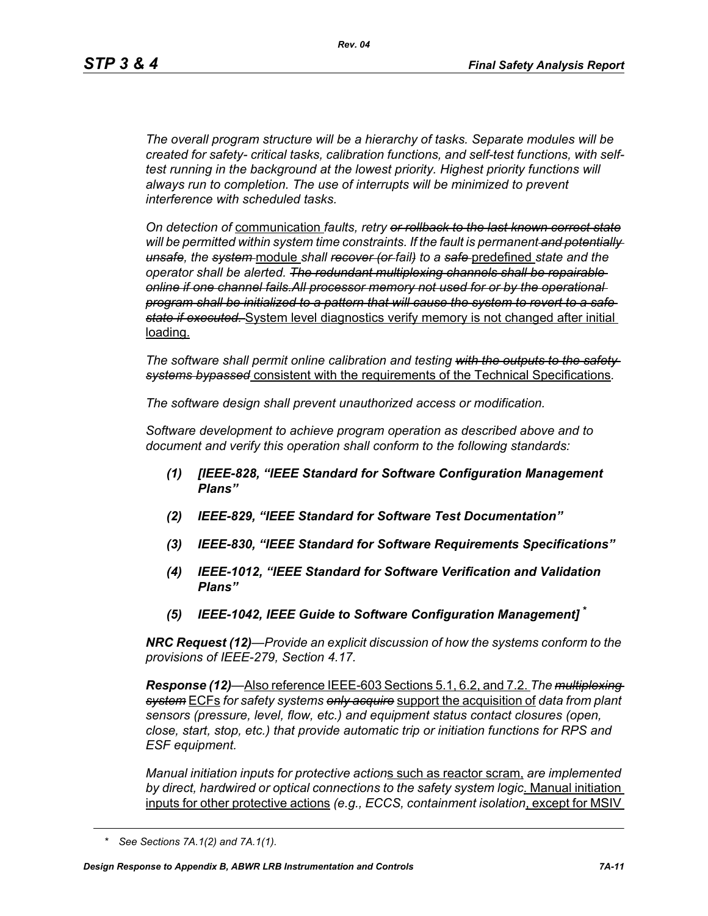*The overall program structure will be a hierarchy of tasks. Separate modules will be created for safety- critical tasks, calibration functions, and self-test functions, with self-test running in the background at the lowest priority. Highest priority functions will always run to completion. The use of interrupts will be minimized to prevent interference with scheduled tasks.*

*On detection of* <u>communication</u> *faults, retry* ~~*or rollback to the last known correct state*~~ *will be permitted within system time constraints. If the fault is permanent* ~~*and potentially unsafe*~~*, the* ~~*system*~~ <u>module</u> *shall* ~~*recover (or*~~ *fail*~~*)*~~ *to a* ~~*safe*~~ <u>predefined</u> *state and the operator shall be alerted.* ~~*The redundant multiplexing channels shall be repairable online if one channel fails.All processor memory not used for or by the operational program shall be initialized to a pattern that will cause the system to revert to a safe state if executed.*~~ <u>System level diagnostics verify memory is not changed after initial loading.</u>

*The software shall permit online calibration and testing* ~~*with the outputs to the safety systems bypassed*~~ <u>consistent with the requirements of the Technical Specifications</u>*.*

*The software design shall prevent unauthorized access or modification.*

*Software development to achieve program operation as described above and to document and verify this operation shall conform to the following standards:*

***(1) [IEEE-828, "IEEE Standard for Software Configuration Management Plans"***

***(2) IEEE-829, "IEEE Standard for Software Test Documentation"***

***(3) IEEE-830, "IEEE Standard for Software Requirements Specifications"***

***(4) IEEE-1012, "IEEE Standard for Software Verification and Validation Plans"***

***(5) IEEE-1042, IEEE Guide to Software Configuration Management]*** *

***NRC Request (12)****—Provide an explicit discussion of how the systems conform to the provisions of IEEE-279, Section 4.17.*

***Response (12)****—*<u>Also reference IEEE-603 Sections 5.1, 6.2, and 7.2.</u> *The* ~~*multiplexing system*~~ <u>ECFs</u> *for safety systems* ~~*only acquire*~~ <u>support the acquisition of</u> *data from plant sensors (pressure, level, flow, etc.) and equipment status contact closures (open, close, start, stop, etc.) that provide automatic trip or initiation functions for RPS and ESF equipment.*

*Manual initiation inputs for protective action*<u>s such as reactor scram,</u> *are implemented by direct, hardwired or optical connections to the safety system logic*<u>. Manual initiation inputs for other protective actions</u> *(e.g., ECCS, containment isolation*<u>, except for MSIV</u>

---

\* *See Sections 7A.1(2) and 7A.1(1).*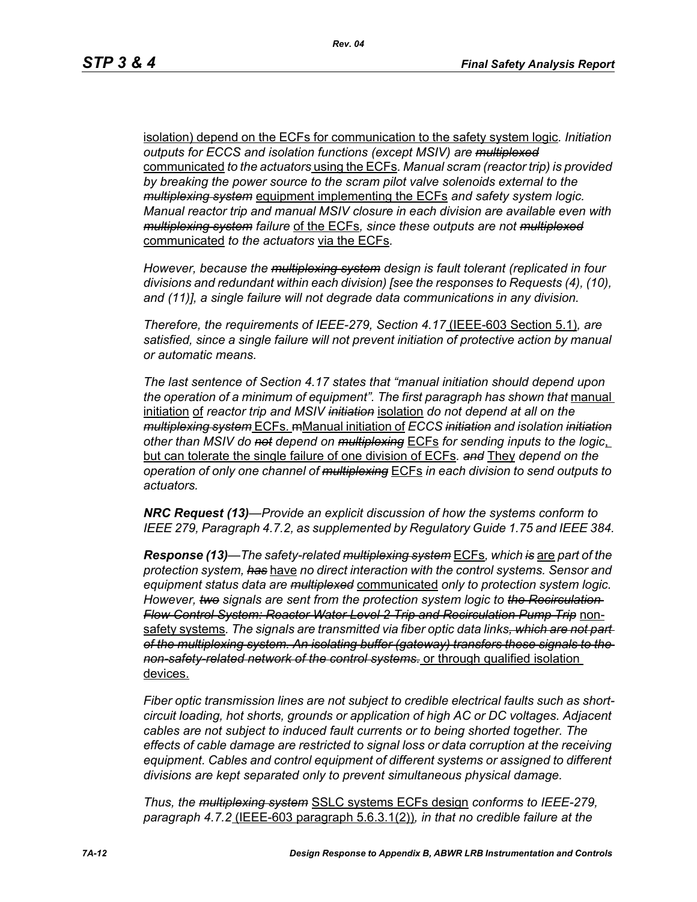isolation) depend on the ECFs for communication to the safety system logic. *Initiation outputs for ECCS and isolation functions (except MSIV) are* ~~*multiplexed*~~ communicated *to the actuators* using the ECFs. *Manual scram (reactor trip) is provided by breaking the power source to the scram pilot valve solenoids external to the* ~~*multiplexing system*~~ equipment implementing the ECFs *and safety system logic. Manual reactor trip and manual MSIV closure in each division are available even with* ~~*multiplexing system*~~ *failure* of the ECFs*, since these outputs are not* ~~*multiplexed*~~ communicated *to the actuators* via the ECFs.

*However, because the* ~~*multiplexing system*~~ *design is fault tolerant (replicated in four divisions and redundant within each division) [see the responses to Requests (4), (10), and (11)], a single failure will not degrade data communications in any division.*

*Therefore, the requirements of IEEE-279, Section 4.17* (IEEE-603 Section 5.1)*, are satisfied, since a single failure will not prevent initiation of protective action by manual or automatic means.*

*The last sentence of Section 4.17 states that "manual initiation should depend upon the operation of a minimum of equipment". The first paragraph has shown that* manual initiation of *reactor trip and MSIV* ~~*initiation*~~ isolation *do not depend at all on the* ~~*multiplexing system*~~ ECFs. ~~m~~Manual initiation of *ECCS* ~~*initiation*~~ *and isolation* ~~*initiation*~~ *other than MSIV do* ~~*not*~~ *depend on* ~~*multiplexing*~~ ECFs *for sending inputs to the logic*, but can tolerate the single failure of one division of ECFs*.* ~~*and*~~ They *depend on the operation of only one channel of* ~~*multiplexing*~~ ECFs *in each division to send outputs to actuators.*

***NRC Request (13)****—Provide an explicit discussion of how the systems conform to IEEE 279, Paragraph 4.7.2, as supplemented by Regulatory Guide 1.75 and IEEE 384.*

***Response (13)****—The safety-related* ~~*multiplexing system*~~ ECFs*, which* ~~*is*~~ are *part of the protection system,* ~~*has*~~ have *no direct interaction with the control systems. Sensor and equipment status data are* ~~*multiplexed*~~ communicated *only to protection system logic. However,* ~~*two*~~ *signals are sent from the protection system logic to* ~~*the Recirculation Flow Control System: Reactor Water Level 2 Trip and Recirculation Pump Trip*~~ non-safety systems*. The signals are transmitted via fiber optic data links*~~*, which are not part of the multiplexing system. An isolating buffer (gateway) transfers these signals to the non-safety-related network of the control systems.*~~ or through qualified isolation devices.

*Fiber optic transmission lines are not subject to credible electrical faults such as short-circuit loading, hot shorts, grounds or application of high AC or DC voltages. Adjacent cables are not subject to induced fault currents or to being shorted together. The effects of cable damage are restricted to signal loss or data corruption at the receiving equipment. Cables and control equipment of different systems or assigned to different divisions are kept separated only to prevent simultaneous physical damage.*

*Thus, the* ~~*multiplexing system*~~ SSLC systems ECFs design *conforms to IEEE-279, paragraph 4.7.2* (IEEE-603 paragraph 5.6.3.1(2))*, in that no credible failure at the*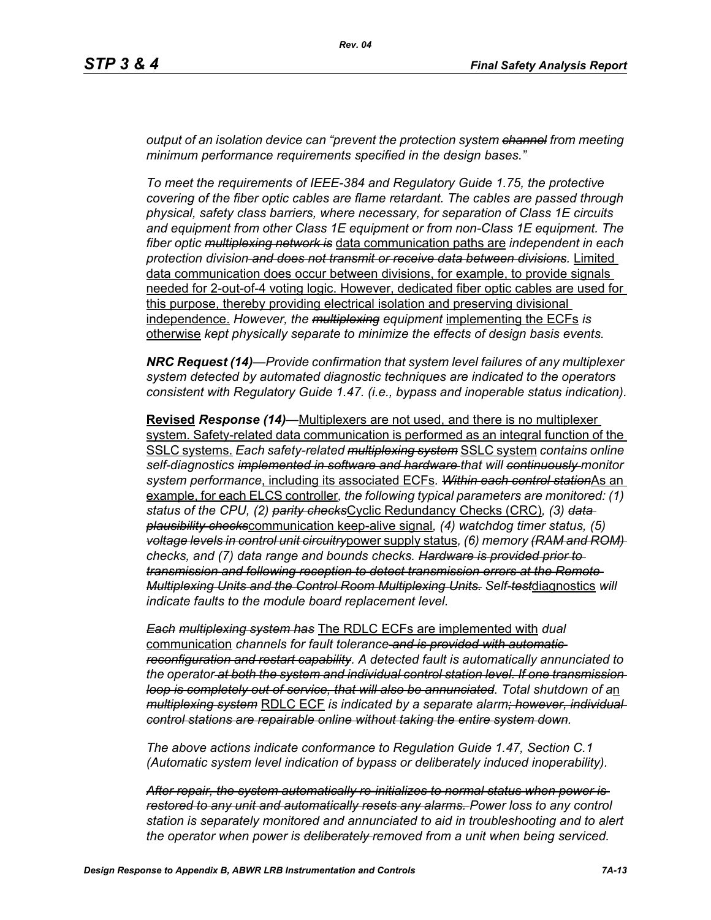*output of an isolation device can "prevent the protection system ~~channel~~ from meeting minimum performance requirements specified in the design bases."*

*To meet the requirements of IEEE-384 and Regulatory Guide 1.75, the protective covering of the fiber optic cables are flame retardant. The cables are passed through physical, safety class barriers, where necessary, for separation of Class 1E circuits and equipment from other Class 1E equipment or from non-Class 1E equipment. The fiber optic ~~multiplexing network is~~* <u>data communication paths are</u> *independent in each protection division ~~and does not transmit or receive data between divisions~~.* <u>Limited data communication does occur between divisions, for example, to provide signals needed for 2-out-of-4 voting logic. However, dedicated fiber optic cables are used for this purpose, thereby providing electrical isolation and preserving divisional independence.</u> *However, the ~~multiplexing~~ equipment* <u>implementing the ECFs</u> *is* <u>otherwise</u> *kept physically separate to minimize the effects of design basis events.*

***NRC Request (14)****—Provide confirmation that system level failures of any multiplexer system detected by automated diagnostic techniques are indicated to the operators consistent with Regulatory Guide 1.47. (i.e., bypass and inoperable status indication).*

<u>**Revised**</u> ***Response (14)****—*<u>Multiplexers are not used, and there is no multiplexer system. Safety-related data communication is performed as an integral function of the SSLC systems.</u> *Each safety-related ~~multiplexing system~~* <u>SSLC system</u> *contains online self-diagnostics ~~implemented in software and hardware~~ that will ~~continuously~~ monitor system performance*<u>, including its associated ECFs</u>*. ~~Within each control station~~*<u>As an example, for each ELCS controller</u>*, the following typical parameters are monitored: (1) status of the CPU, (2) ~~parity checks~~*<u>Cyclic Redundancy Checks (CRC)</u>*, (3) ~~data plausibility checks~~*<u>communication keep-alive signal</u>*, (4) watchdog timer status, (5) ~~voltage levels in control unit circuitry~~*<u>power supply status</u>*, (6) memory ~~(RAM and ROM)~~ checks, and (7) data range and bounds checks. ~~Hardware is provided prior to transmission and following reception to detect transmission errors at the Remote Multiplexing Units and the Control Room Multiplexing Units.~~ Self-~~test~~*<u>diagnostics</u> *will indicate faults to the module board replacement level.*

*~~Each multiplexing system has~~* <u>The RDLC ECFs are implemented with</u> *dual* <u>communication</u> *channels for fault tolerance ~~and is provided with automatic reconfiguration and restart capability~~. A detected fault is automatically annunciated to the operator ~~at both the system and individual control station level. If one transmission loop is completely out of service, that will also be annunciated~~. Total shutdown of a*<u>n</u> *~~multiplexing system~~* <u>RDLC ECF</u> *is indicated by a separate alarm~~; however, individual control stations are repairable online without taking the entire system down~~.*

*The above actions indicate conformance to Regulation Guide 1.47, Section C.1 (Automatic system level indication of bypass or deliberately induced inoperability).*

*~~After repair, the system automatically re-initializes to normal status when power is restored to any unit and automatically resets any alarms.~~ Power loss to any control station is separately monitored and annunciated to aid in troubleshooting and to alert the operator when power is ~~deliberately~~ removed from a unit when being serviced.*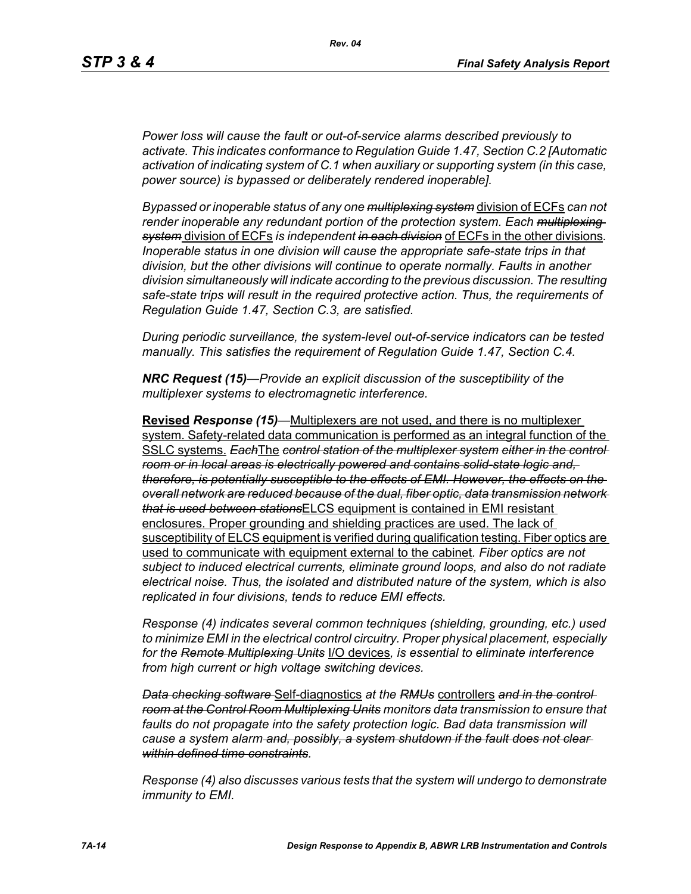*Power loss will cause the fault or out-of-service alarms described previously to activate. This indicates conformance to Regulation Guide 1.47, Section C.2 [Automatic activation of indicating system of C.1 when auxiliary or supporting system (in this case, power source) is bypassed or deliberately rendered inoperable].*

*Bypassed or inoperable status of any one ~~multiplexing system~~* division of ECFs *can not render inoperable any redundant portion of the protection system. Each ~~multiplexing system~~* division of ECFs *is independent ~~in each division~~* of ECFs in the other divisions*. Inoperable status in one division will cause the appropriate safe-state trips in that division, but the other divisions will continue to operate normally. Faults in another division simultaneously will indicate according to the previous discussion. The resulting safe-state trips will result in the required protective action. Thus, the requirements of Regulation Guide 1.47, Section C.3, are satisfied.*

*During periodic surveillance, the system-level out-of-service indicators can be tested manually. This satisfies the requirement of Regulation Guide 1.47, Section C.4.*

***NRC Request (15)****—Provide an explicit discussion of the susceptibility of the multiplexer systems to electromagnetic interference.*

**Revised** ***Response (15)****—*Multiplexers are not used, and there is no multiplexer system. Safety-related data communication is performed as an integral function of the SSLC systems. ~~*Each*~~The ~~*control station of the multiplexer system either in the control room or in local areas is electrically powered and contains solid-state logic and, therefore, is potentially susceptible to the effects of EMI. However, the effects on the overall network are reduced because of the dual, fiber optic, data transmission network that is used between stations*~~ELCS equipment is contained in EMI resistant enclosures. Proper grounding and shielding practices are used. The lack of susceptibility of ELCS equipment is verified during qualification testing. Fiber optics are used to communicate with equipment external to the cabinet*. Fiber optics are not subject to induced electrical currents, eliminate ground loops, and also do not radiate electrical noise. Thus, the isolated and distributed nature of the system, which is also replicated in four divisions, tends to reduce EMI effects.*

*Response (4) indicates several common techniques (shielding, grounding, etc.) used to minimize EMI in the electrical control circuitry. Proper physical placement, especially for the ~~Remote Multiplexing Units~~* I/O devices*, is essential to eliminate interference from high current or high voltage switching devices.*

~~*Data checking software*~~ Self-diagnostics *at the ~~RMUs~~* controllers *~~and in the control room at the Control Room Multiplexing Units~~ monitors data transmission to ensure that faults do not propagate into the safety protection logic. Bad data transmission will cause a system alarm ~~and, possibly, a system shutdown if the fault does not clear within defined time constraints~~.*

*Response (4) also discusses various tests that the system will undergo to demonstrate immunity to EMI.*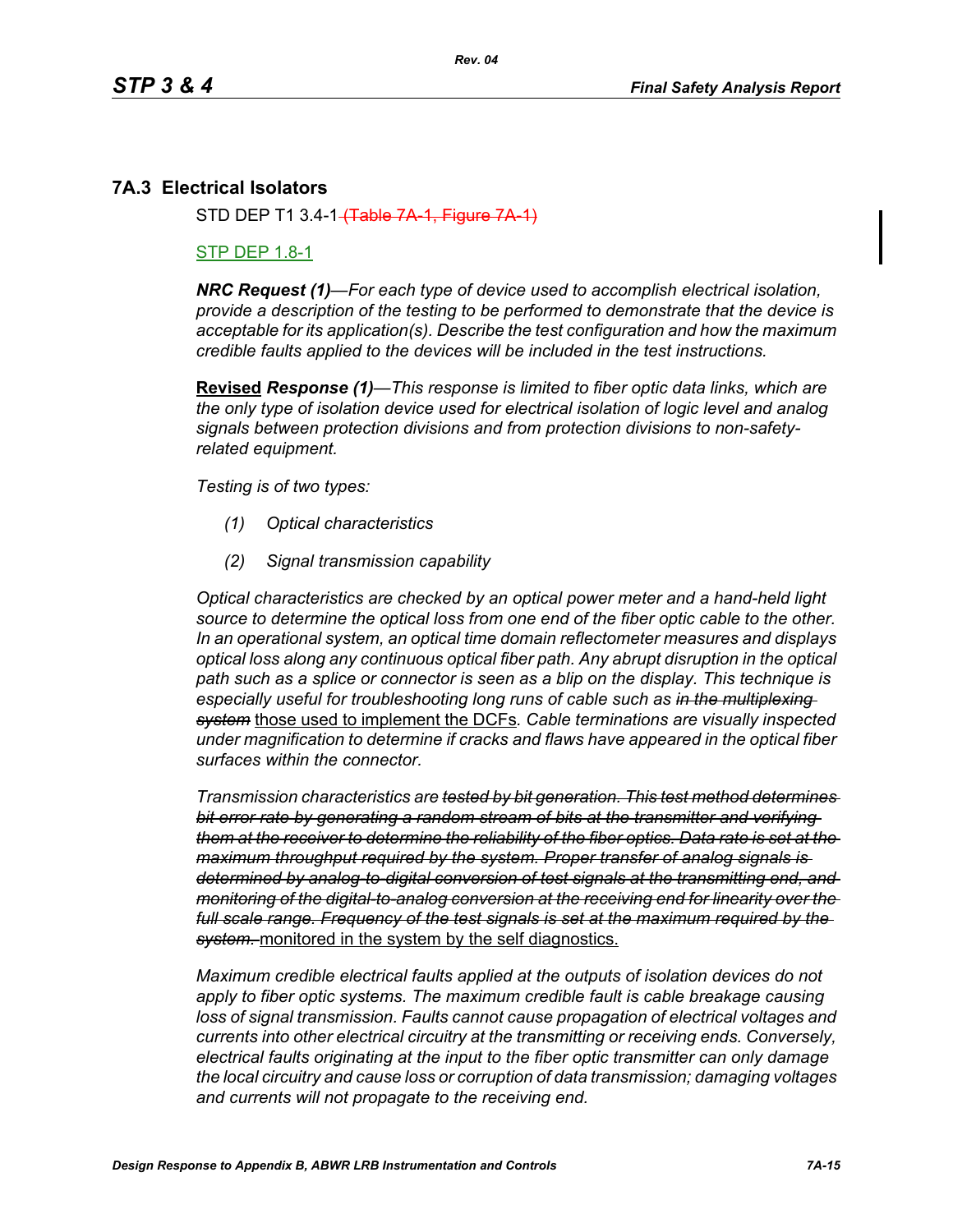## 7A.3 Electrical Isolators

STD DEP T1 3.4-1 ~~(Table 7A-1, Figure 7A-1)~~

STP DEP 1.8-1

***NRC Request (1)****—For each type of device used to accomplish electrical isolation, provide a description of the testing to be performed to demonstrate that the device is acceptable for its application(s). Describe the test configuration and how the maximum credible faults applied to the devices will be included in the test instructions.*

**Revised** ***Response (1)****—This response is limited to fiber optic data links, which are the only type of isolation device used for electrical isolation of logic level and analog signals between protection divisions and from protection divisions to non-safety-related equipment.*

*Testing is of two types:*

*(1) Optical characteristics*

*(2) Signal transmission capability*

*Optical characteristics are checked by an optical power meter and a hand-held light source to determine the optical loss from one end of the fiber optic cable to the other. In an operational system, an optical time domain reflectometer measures and displays optical loss along any continuous optical fiber path. Any abrupt disruption in the optical path such as a splice or connector is seen as a blip on the display. This technique is especially useful for troubleshooting long runs of cable such as ~~in the multiplexing system~~* those used to implement the DCFs*. Cable terminations are visually inspected under magnification to determine if cracks and flaws have appeared in the optical fiber surfaces within the connector.*

*Transmission characteristics are ~~tested by bit generation. This test method determines bit error rate by generating a random stream of bits at the transmitter and verifying them at the receiver to determine the reliability of the fiber optics. Data rate is set at the maximum throughput required by the system. Proper transfer of analog signals is determined by analog-to-digital conversion of test signals at the transmitting end, and monitoring of the digital-to-analog conversion at the receiving end for linearity over the full scale range. Frequency of the test signals is set at the maximum required by the system.~~* monitored in the system by the self diagnostics.

*Maximum credible electrical faults applied at the outputs of isolation devices do not apply to fiber optic systems. The maximum credible fault is cable breakage causing loss of signal transmission. Faults cannot cause propagation of electrical voltages and currents into other electrical circuitry at the transmitting or receiving ends. Conversely, electrical faults originating at the input to the fiber optic transmitter can only damage the local circuitry and cause loss or corruption of data transmission; damaging voltages and currents will not propagate to the receiving end.*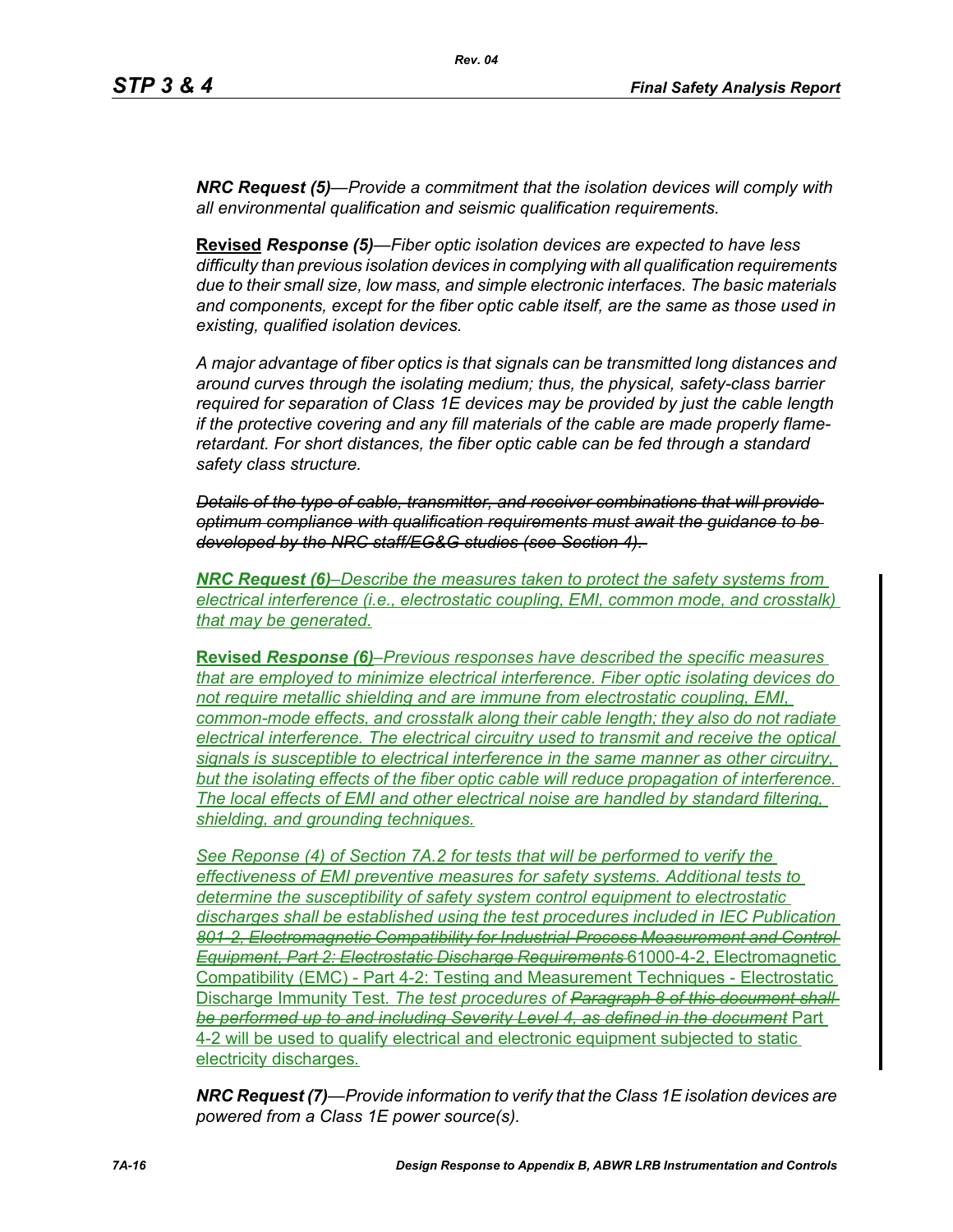***NRC Request (5)**—Provide a commitment that the isolation devices will comply with all environmental qualification and seismic qualification requirements.*

**Revised** ***Response (5)**—Fiber optic isolation devices are expected to have less difficulty than previous isolation devices in complying with all qualification requirements due to their small size, low mass, and simple electronic interfaces. The basic materials and components, except for the fiber optic cable itself, are the same as those used in existing, qualified isolation devices.*

*A major advantage of fiber optics is that signals can be transmitted long distances and around curves through the isolating medium; thus, the physical, safety-class barrier required for separation of Class 1E devices may be provided by just the cable length if the protective covering and any fill materials of the cable are made properly flame-retardant. For short distances, the fiber optic cable can be fed through a standard safety class structure.*

~~*Details of the type of cable, transmitter, and receiver combinations that will provide optimum compliance with qualification requirements must await the guidance to be developed by the NRC staff/EG&G studies (see Section 4).*~~

***NRC Request (6)**–Describe the measures taken to protect the safety systems from electrical interference (i.e., electrostatic coupling, EMI, common mode, and crosstalk) that may be generated.*

**Revised** ***Response (6)**–Previous responses have described the specific measures that are employed to minimize electrical interference. Fiber optic isolating devices do not require metallic shielding and are immune from electrostatic coupling, EMI, common-mode effects, and crosstalk along their cable length; they also do not radiate electrical interference. The electrical circuitry used to transmit and receive the optical signals is susceptible to electrical interference in the same manner as other circuitry, but the isolating effects of the fiber optic cable will reduce propagation of interference. The local effects of EMI and other electrical noise are handled by standard filtering, shielding, and grounding techniques.*

*See Reponse (4) of Section 7A.2 for tests that will be performed to verify the effectiveness of EMI preventive measures for safety systems. Additional tests to determine the susceptibility of safety system control equipment to electrostatic discharges shall be established using the test procedures included in IEC Publication* ~~*801-2, Electromagnetic Compatibility for Industrial-Process Measurement and Control Equipment, Part 2: Electrostatic Discharge Requirements*~~ 61000-4-2, Electromagnetic Compatibility (EMC) - Part 4-2: Testing and Measurement Techniques - Electrostatic Discharge Immunity Test*. The test procedures of* ~~*Paragraph 8 of this document shall be performed up to and including Severity Level 4, as defined in the document*~~ Part 4-2 will be used to qualify electrical and electronic equipment subjected to static electricity discharges*.*

***NRC Request (7)**—Provide information to verify that the Class 1E isolation devices are powered from a Class 1E power source(s).*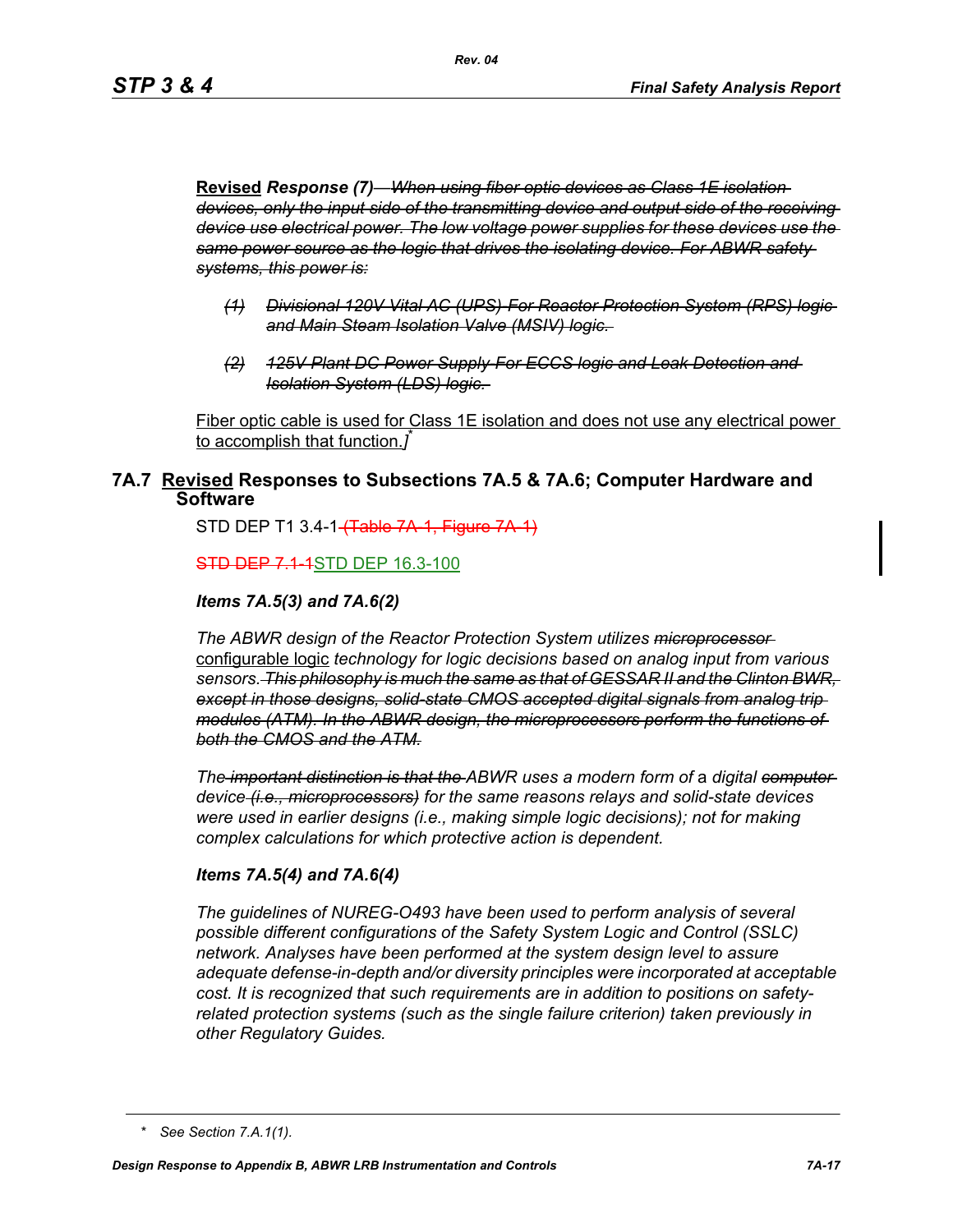<u>Revised</u> *Response (7)* ~~*— When using fiber optic devices as Class 1E isolation devices, only the input side of the transmitting device and output side of the receiving device use electrical power. The low voltage power supplies for these devices use the same power source as the logic that drives the isolating device. For ABWR safety systems, this power is:*~~

> ~~*(1) Divisional 120V Vital AC (UPS) For Reactor Protection System (RPS) logic and Main Steam Isolation Valve (MSIV) logic.*~~
>
> ~~*(2) 125V Plant DC Power Supply For ECCS logic and Leak Detection and Isolation System (LDS) logic.*~~

<u>Fiber optic cable is used for Class 1E isolation and does not use any electrical power to accomplish that function.</u>*]* *

## 7A.7 <u>Revised</u> Responses to Subsections 7A.5 & 7A.6; Computer Hardware and Software

STD DEP T1 3.4-1 ~~(Table 7A-1, Figure 7A-1)~~

~~STD DEP 7.1-1~~<u>STD DEP 16.3-100</u>

***Items 7A.5(3) and 7A.6(2)***

*The ABWR design of the Reactor Protection System utilizes* ~~*microprocessor*~~ <u>configurable logic</u> *technology for logic decisions based on analog input from various sensors.* ~~*This philosophy is much the same as that of GESSAR II and the Clinton BWR, except in those designs, solid-state CMOS accepted digital signals from analog trip modules (ATM). In the ABWR design, the microprocessors perform the functions of both the CMOS and the ATM.*~~

*The* ~~*important distinction is that the*~~ *ABWR uses a modern form of* a *digital* ~~*computer*~~ *device* ~~*(i.e., microprocessors)*~~ *for the same reasons relays and solid-state devices were used in earlier designs (i.e., making simple logic decisions); not for making complex calculations for which protective action is dependent.*

***Items 7A.5(4) and 7A.6(4)***

*The guidelines of NUREG-O493 have been used to perform analysis of several possible different configurations of the Safety System Logic and Control (SSLC) network. Analyses have been performed at the system design level to assure adequate defense-in-depth and/or diversity principles were incorporated at acceptable cost. It is recognized that such requirements are in addition to positions on safety-related protection systems (such as the single failure criterion) taken previously in other Regulatory Guides.*

\* *See Section 7.A.1(1).*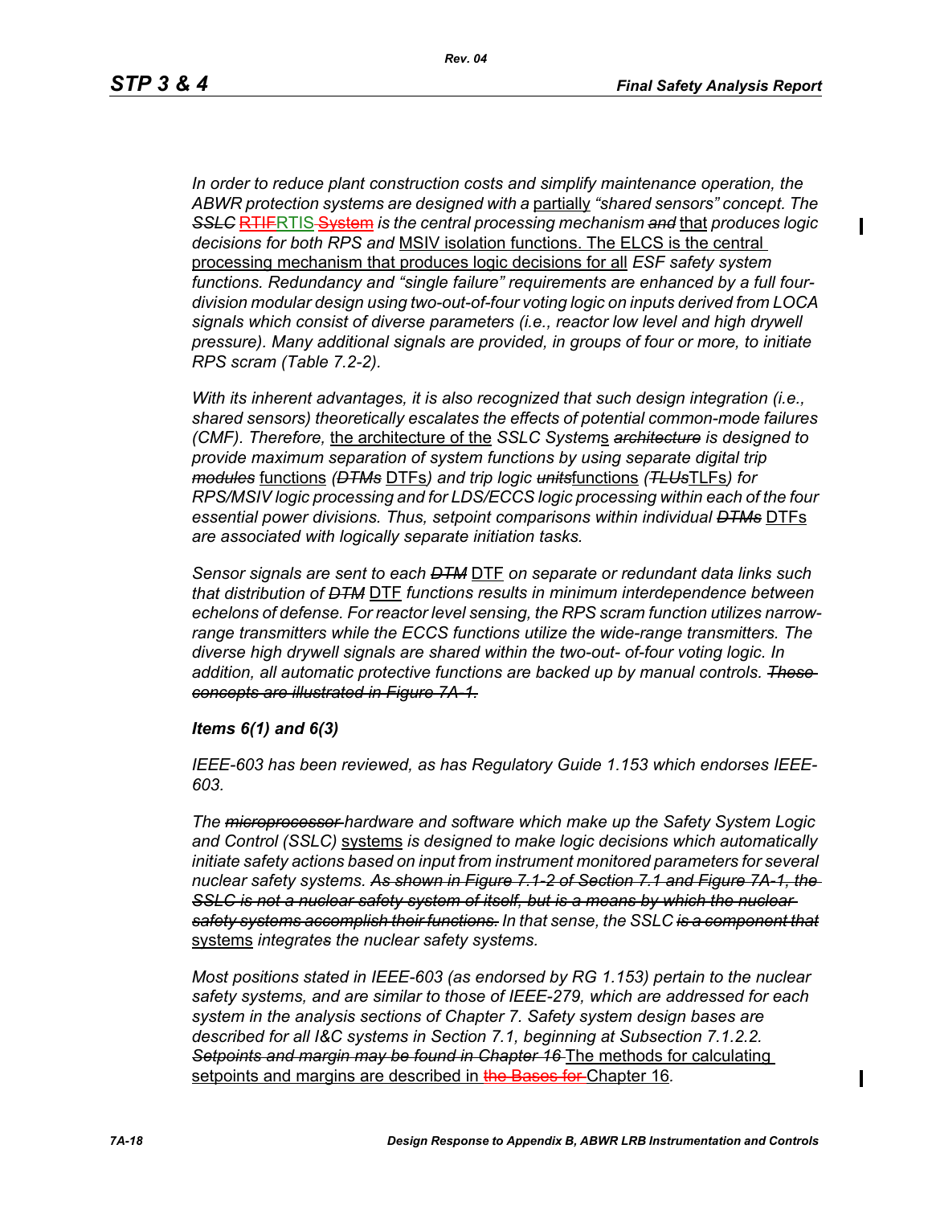*In order to reduce plant construction costs and simplify maintenance operation, the ABWR protection systems are designed with a* partially *“shared sensors” concept. The* ~~*SSLC*~~ ~~RTIF~~RTIS ~~System~~ *is the central processing mechanism* ~~*and*~~ that *produces logic decisions for both RPS and* MSIV isolation functions. The ELCS is the central processing mechanism that produces logic decisions for all *ESF safety system functions. Redundancy and “single failure” requirements are enhanced by a full four-division modular design using two-out-of-four voting logic on inputs derived from LOCA signals which consist of diverse parameters (i.e., reactor low level and high drywell pressure). Many additional signals are provided, in groups of four or more, to initiate RPS scram (Table 7.2-2).*

*With its inherent advantages, it is also recognized that such design integration (i.e., shared sensors) theoretically escalates the effects of potential common-mode failures (CMF). Therefore,* the architecture of the *SSLC System*s ~~*architecture*~~ *is designed to provide maximum separation of system functions by using separate digital trip* ~~*modules*~~ functions *(*~~*DTMs*~~ DTFs*) and trip logic* ~~*units*~~functions *(*~~*TLUs*~~TLFs*) for RPS/MSIV logic processing and for LDS/ECCS logic processing within each of the four essential power divisions. Thus, setpoint comparisons within individual* ~~*DTMs*~~ DTFs *are associated with logically separate initiation tasks.*

*Sensor signals are sent to each* ~~*DTM*~~ DTF *on separate or redundant data links such that distribution of* ~~*DTM*~~ DTF *functions results in minimum interdependence between echelons of defense. For reactor level sensing, the RPS scram function utilizes narrow-range transmitters while the ECCS functions utilize the wide-range transmitters. The diverse high drywell signals are shared within the two-out- of-four voting logic. In addition, all automatic protective functions are backed up by manual controls.* ~~*These concepts are illustrated in Figure 7A-1.*~~

***Items 6(1) and 6(3)***

*IEEE-603 has been reviewed, as has Regulatory Guide 1.153 which endorses IEEE-603.*

*The* ~~*microprocessor*~~ *hardware and software which make up the Safety System Logic and Control (SSLC)* systems *is designed to make logic decisions which automatically initiate safety actions based on input from instrument monitored parameters for several nuclear safety systems.* ~~*As shown in Figure 7.1-2 of Section 7.1 and Figure 7A-1, the SSLC is not a nuclear safety system of itself, but is a means by which the nuclear safety systems accomplish their functions.*~~ *In that sense, the SSLC* ~~*is a component that*~~ systems *integrate*~~*s*~~ *the nuclear safety systems.*

*Most positions stated in IEEE-603 (as endorsed by RG 1.153) pertain to the nuclear safety systems, and are similar to those of IEEE-279, which are addressed for each system in the analysis sections of Chapter 7. Safety system design bases are described for all I&C systems in Section 7.1, beginning at Subsection 7.1.2.2.* ~~*Setpoints and margin may be found in Chapter 16*~~ The methods for calculating setpoints and margins are described in ~~the Bases for~~ Chapter 16*.*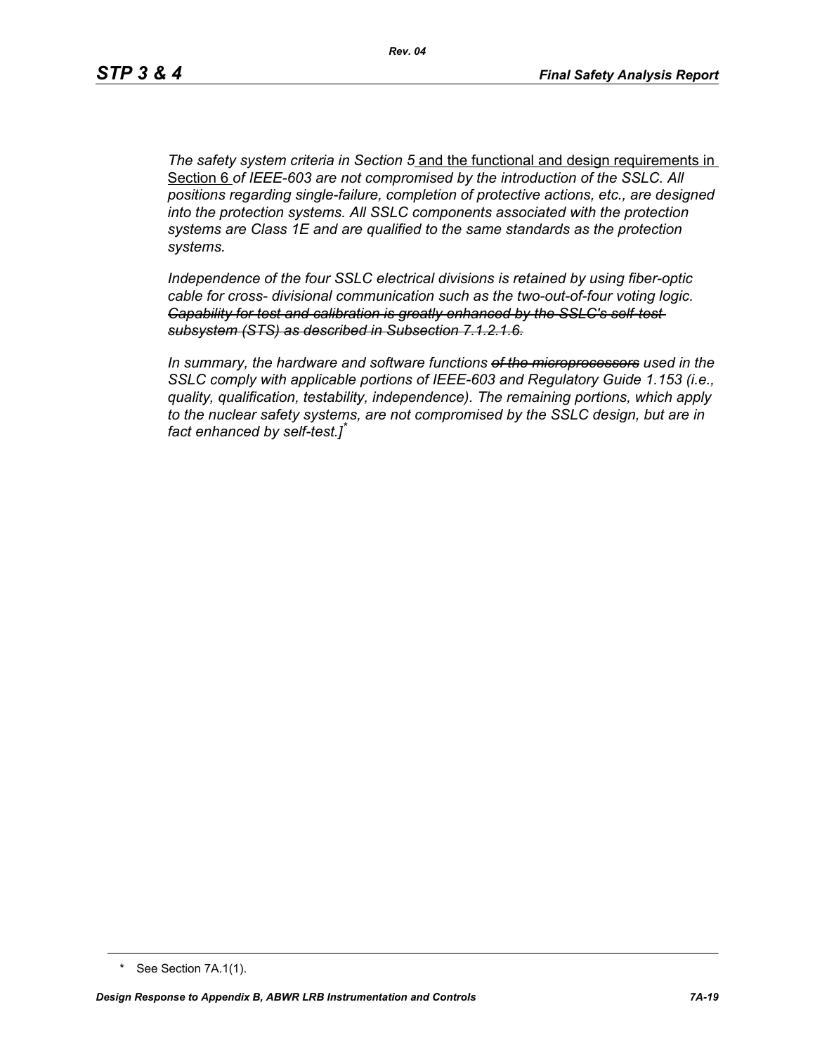*The safety system criteria in Section 5* <u>and the functional and design requirements in Section 6</u> *of IEEE-603 are not compromised by the introduction of the SSLC. All positions regarding single-failure, completion of protective actions, etc., are designed into the protection systems. All SSLC components associated with the protection systems are Class 1E and are qualified to the same standards as the protection systems.*

*Independence of the four SSLC electrical divisions is retained by using fiber-optic cable for cross- divisional communication such as the two-out-of-four voting logic.* ~~*Capability for test and calibration is greatly enhanced by the SSLC's self-test subsystem (STS) as described in Subsection 7.1.2.1.6.*~~

*In summary, the hardware and software functions* ~~*of the microprocessors*~~ *used in the SSLC comply with applicable portions of IEEE-603 and Regulatory Guide 1.153 (i.e., quality, qualification, testability, independence). The remaining portions, which apply to the nuclear safety systems, are not compromised by the SSLC design, but are in fact enhanced by self-test.]*\*

\* See Section 7A.1(1).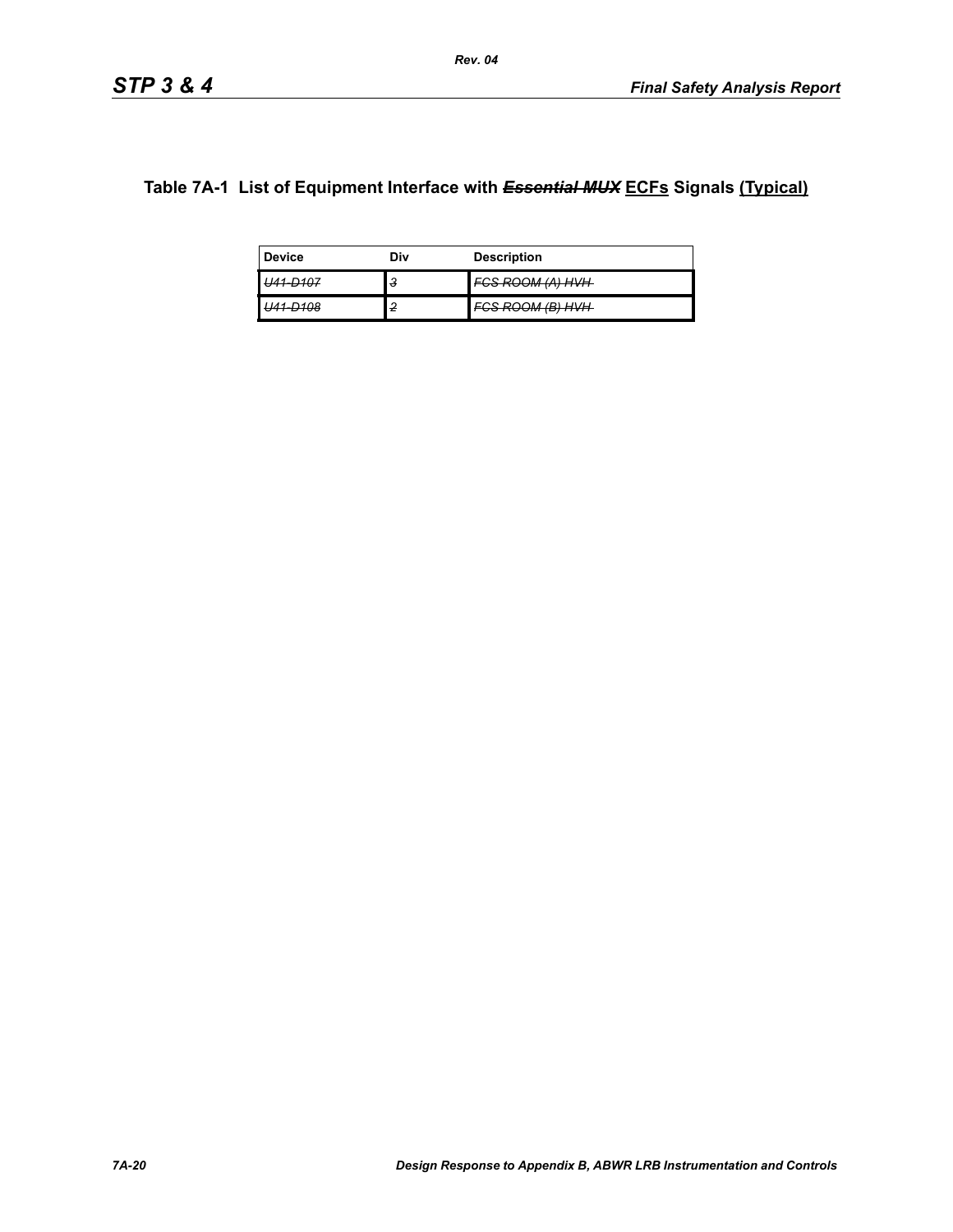## Table 7A-1 List of Equipment Interface with ~~*Essential MUX*~~ <u>ECFs</u> Signals <u>(Typical)</u>

| Device | Div | Description |
|---|---|---|
| ~~*U41-D107*~~ | ~~*3*~~ | ~~*FCS ROOM (A) HVH*~~ |
| ~~*U41-D108*~~ | ~~*2*~~ | ~~*FCS ROOM (B) HVH*~~ |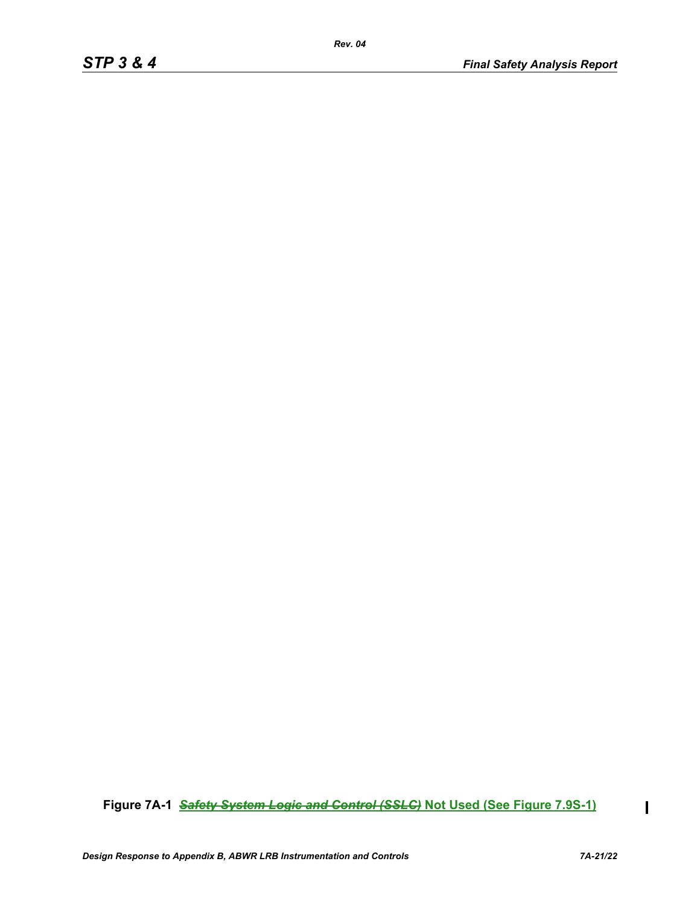Figure 7A-1 ~~Safety System Logic and Control (SSLC)~~ Not Used (See Figure 7.9S-1)